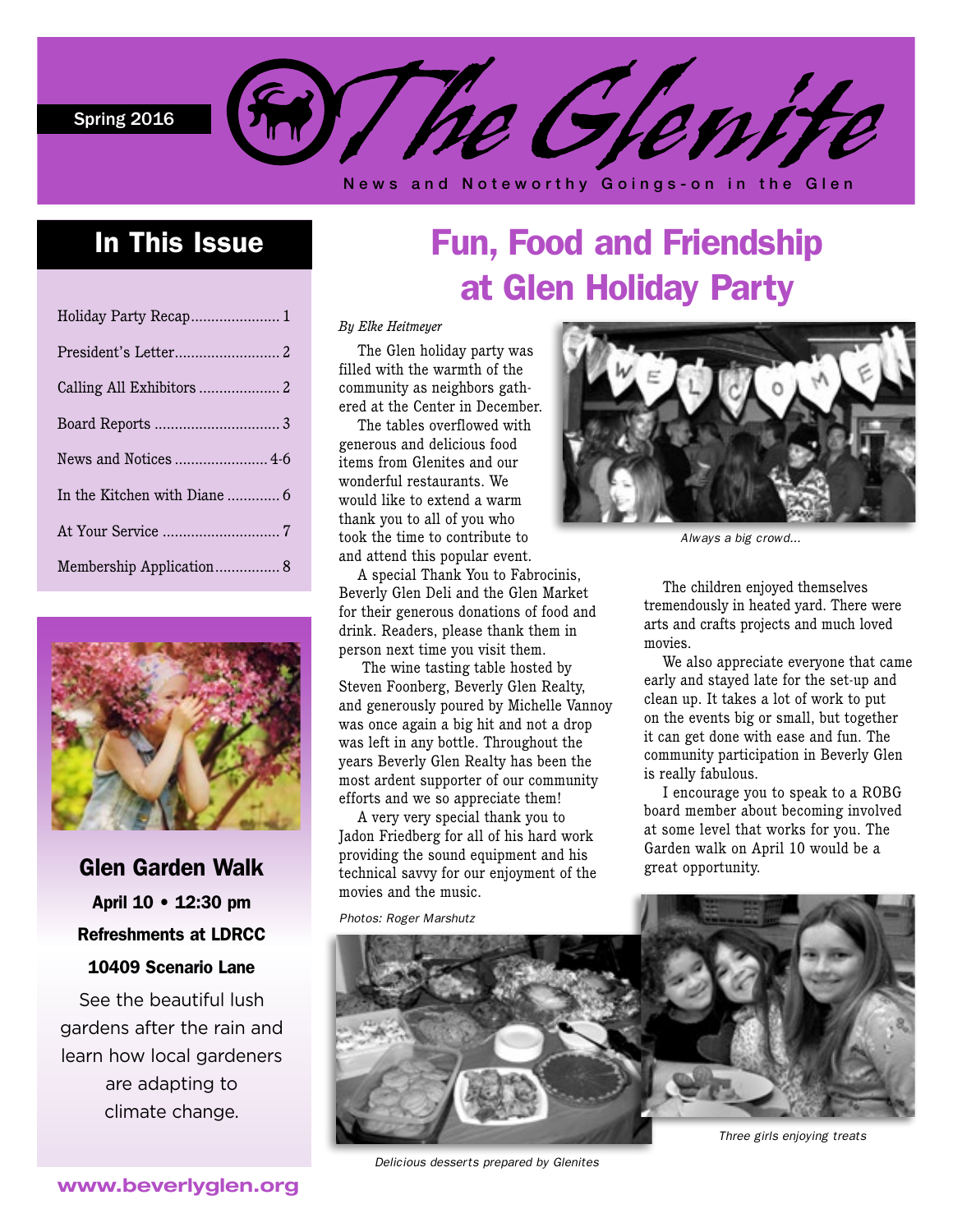Spring 2016

# The Glenite

News and Noteworthy Goings-on in the Glen

## In This Issue

- Holiday Party Recap ...... 1
- President's Letter ...... 2
- Calling All Exhibitors ...... 2
- Board Reports ...... 3
- News and Notices ...... 4-6
- In the Kitchen with Diane ...... 6
- At Your Service ...... 7
- Membership Application ...... 8

### Glen Garden Walk

**April 10 • 12:30 pm**

**Refreshments at LDRCC**

**10409 Scenario Lane**

See the beautiful lush gardens after the rain and learn how local gardeners are adapting to climate change.

www.beverlyglen.org

# Fun, Food and Friendship at Glen Holiday Party

*By Elke Heitmeyer*

The Glen holiday party was filled with the warmth of the community as neighbors gathered at the Center in December.

The tables overflowed with generous and delicious food items from Glenites and our wonderful restaurants. We would like to extend a warm thank you to all of you who took the time to contribute to and attend this popular event.

A special Thank You to Fabrocinis, Beverly Glen Deli and the Glen Market for their generous donations of food and drink. Readers, please thank them in person next time you visit them.

The wine tasting table hosted by Steven Foonberg, Beverly Glen Realty, and generously poured by Michelle Vannoy was once again a big hit and not a drop was left in any bottle. Throughout the years Beverly Glen Realty has been the most ardent supporter of our community efforts and we so appreciate them!

A very very special thank you to Jadon Friedberg for all of his hard work providing the sound equipment and his technical savvy for our enjoyment of the movies and the music.

*Always a big crowd...*

The children enjoyed themselves tremendously in heated yard. There were arts and crafts projects and much loved movies.

We also appreciate everyone that came early and stayed late for the set-up and clean up. It takes a lot of work to put on the events big or small, but together it can get done with ease and fun. The community participation in Beverly Glen is really fabulous.

I encourage you to speak to a ROBG board member about becoming involved at some level that works for you. The Garden walk on April 10 would be a great opportunity.

*Photos: Roger Marshutz*

*Delicious desserts prepared by Glenites*

*Three girls enjoying treats*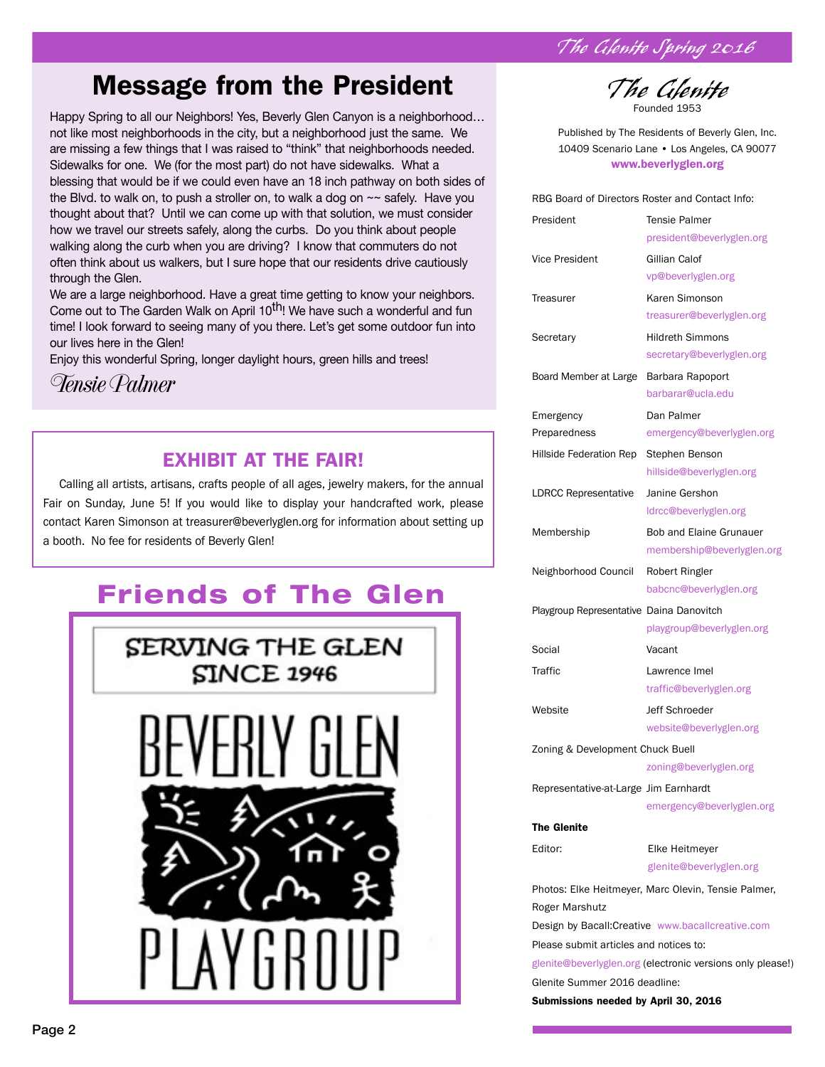# Message from the President

Happy Spring to all our Neighbors! Yes, Beverly Glen Canyon is a neighborhood… not like most neighborhoods in the city, but a neighborhood just the same. We are missing a few things that I was raised to "think" that neighborhoods needed. Sidewalks for one. We (for the most part) do not have sidewalks. What a blessing that would be if we could even have an 18 inch pathway on both sides of the Blvd. to walk on, to push a stroller on, to walk a dog on ~~ safely. Have you thought about that? Until we can come up with that solution, we must consider how we travel our streets safely, along the curbs. Do you think about people walking along the curb when you are driving? I know that commuters do not often think about us walkers, but I sure hope that our residents drive cautiously through the Glen.

We are a large neighborhood. Have a great time getting to know your neighbors. Come out to The Garden Walk on April 10th! We have such a wonderful and fun time! I look forward to seeing many of you there. Let's get some outdoor fun into our lives here in the Glen!

Enjoy this wonderful Spring, longer daylight hours, green hills and trees!

*Tensie Palmer*

## EXHIBIT AT THE FAIR!

Calling all artists, artisans, crafts people of all ages, jewelry makers, for the annual Fair on Sunday, June 5! If you would like to display your handcrafted work, please contact Karen Simonson at treasurer@beverlyglen.org for information about setting up a booth. No fee for residents of Beverly Glen!

## Friends of The Glen

SERVING THE GLEN SINCE 1946

BEVERLY GLEN PLAYGROUP

---

## The Glenite

Founded 1953

Published by The Residents of Beverly Glen, Inc.
10409 Scenario Lane • Los Angeles, CA 90077
**www.beverlyglen.org**

RBG Board of Directors Roster and Contact Info:

| Position | Name / Contact |
|---|---|
| President | Tensie Palmer, president@beverlyglen.org |
| Vice President | Gillian Calof, vp@beverlyglen.org |
| Treasurer | Karen Simonson, treasurer@beverlyglen.org |
| Secretary | Hildreth Simmons, secretary@beverlyglen.org |
| Board Member at Large | Barbara Rapoport, barbarar@ucla.edu |
| Emergency Preparedness | Dan Palmer, emergency@beverlyglen.org |
| Hillside Federation Rep | Stephen Benson, hillside@beverlyglen.org |
| LDRCC Representative | Janine Gershon, ldrcc@beverlyglen.org |
| Membership | Bob and Elaine Grunauer, membership@beverlyglen.org |
| Neighborhood Council | Robert Ringler, babcnc@beverlyglen.org |
| Playgroup Representative | Daina Danovitch, playgroup@beverlyglen.org |
| Social | Vacant |
| Traffic | Lawrence Imel, traffic@beverlyglen.org |
| Website | Jeff Schroeder, website@beverlyglen.org |
| Zoning & Development | Chuck Buell, zoning@beverlyglen.org |
| Representative-at-Large | Jim Earnhardt, emergency@beverlyglen.org |

**The Glenite**

Editor: Elke Heitmeyer, glenite@beverlyglen.org

Photos: Elke Heitmeyer, Marc Olevin, Tensie Palmer, Roger Marshutz

Design by Bacall:Creative www.bacallcreative.com

Please submit articles and notices to: glenite@beverlyglen.org (electronic versions only please!)

Glenite Summer 2016 deadline:

**Submissions needed by April 30, 2016**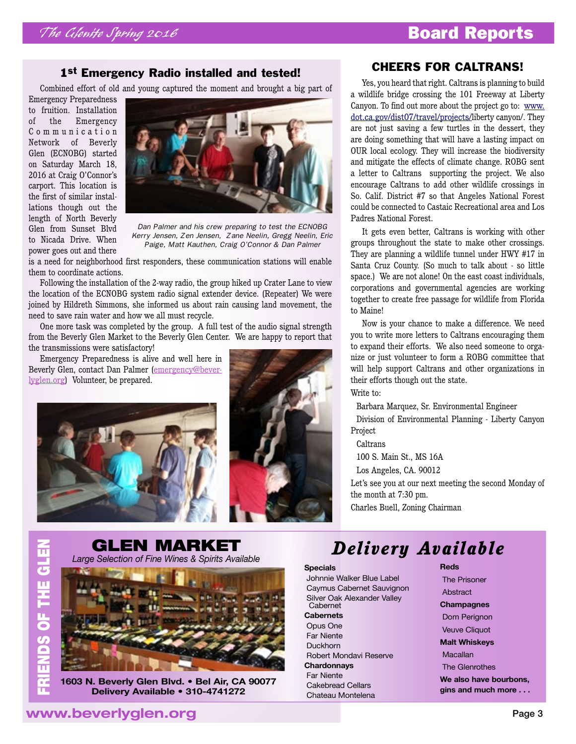## Board Reports

### 1st Emergency Radio installed and tested!

Combined effort of old and young captured the moment and brought a big part of Emergency Preparedness to fruition. Installation of the Emergency Communication Network of Beverly Glen (ECNOBG) started on Saturday March 18, 2016 at Craig O'Connor's carport. This location is the first of similar installations though out the length of North Beverly Glen from Sunset Blvd to Nicada Drive. When power goes out and there is a need for neighborhood first responders, these communication stations will enable them to coordinate actions.

*Dan Palmer and his crew preparing to test the ECNOBG Kerry Jensen, Zen Jensen, Zane Neelin, Gregg Neelin, Eric Paige, Matt Kauthen, Craig O'Connor & Dan Palmer*

Following the installation of the 2-way radio, the group hiked up Crater Lane to view the location of the ECNOBG system radio signal extender device. (Repeater) We were joined by Hildreth Simmons, she informed us about rain causing land movement, the need to save rain water and how we all must recycle.

One more task was completed by the group. A full test of the audio signal strength from the Beverly Glen Market to the Beverly Glen Center. We are happy to report that the transmissions were satisfactory!

Emergency Preparedness is alive and well here in Beverly Glen, contact Dan Palmer (emergency@beverlyglen.org) Volunteer, be prepared.

### CHEERS FOR CALTRANS!

Yes, you heard that right. Caltrans is planning to build a wildlife bridge crossing the 101 Freeway at Liberty Canyon. To find out more about the project go to: www.dot.ca.gov/dist07/travel/projects/liberty canyon/. They are not just saving a few turtles in the dessert, they are doing something that will have a lasting impact on OUR local ecology. They will increase the biodiversity and mitigate the effects of climate change. ROBG sent a letter to Caltrans supporting the project. We also encourage Caltrans to add other wildlife crossings in So. Calif. District #7 so that Angeles National Forest could be connected to Castaic Recreational area and Los Padres National Forest.

It gets even better, Caltrans is working with other groups throughout the state to make other crossings. They are planning a wildlife tunnel under HWY #17 in Santa Cruz County. (So much to talk about - so little space.) We are not alone! On the east coast individuals, corporations and governmental agencies are working together to create free passage for wildlife from Florida to Maine!

Now is your chance to make a difference. We need you to write more letters to Caltrans encouraging them to expand their efforts. We also need someone to organize or just volunteer to form a ROBG committee that will help support Caltrans and other organizations in their efforts though out the state.

Write to:

Barbara Marquez, Sr. Environmental Engineer
Division of Environmental Planning - Liberty Canyon Project
Caltrans
100 S. Main St., MS 16A
Los Angeles, CA. 90012

Let's see you at our next meeting the second Monday of the month at 7:30 pm.

Charles Buell, Zoning Chairman

---

FRIENDS OF THE GLEN

## GLEN MARKET

*Large Selection of Fine Wines & Spirits Available*

**1603 N. Beverly Glen Blvd. • Bel Air, CA 90077**
**Delivery Available • 310-4741272**

## *Delivery Available*

**Specials**
- Johnnie Walker Blue Label
- Caymus Cabernet Sauvignon
- Silver Oak Alexander Valley Cabernet

**Cabernets**
- Opus One
- Far Niente
- Duckhorn
- Robert Mondavi Reserve

**Chardonnays**
- Far Niente
- Cakebread Cellars
- Chateau Montelena

**Reds**
- The Prisoner
- Abstract

**Champagnes**
- Dom Perignon
- Veuve Cliquot

**Malt Whiskeys**
- Macallan
- The Glenrothes

**We also have bourbons, gins and much more . . .**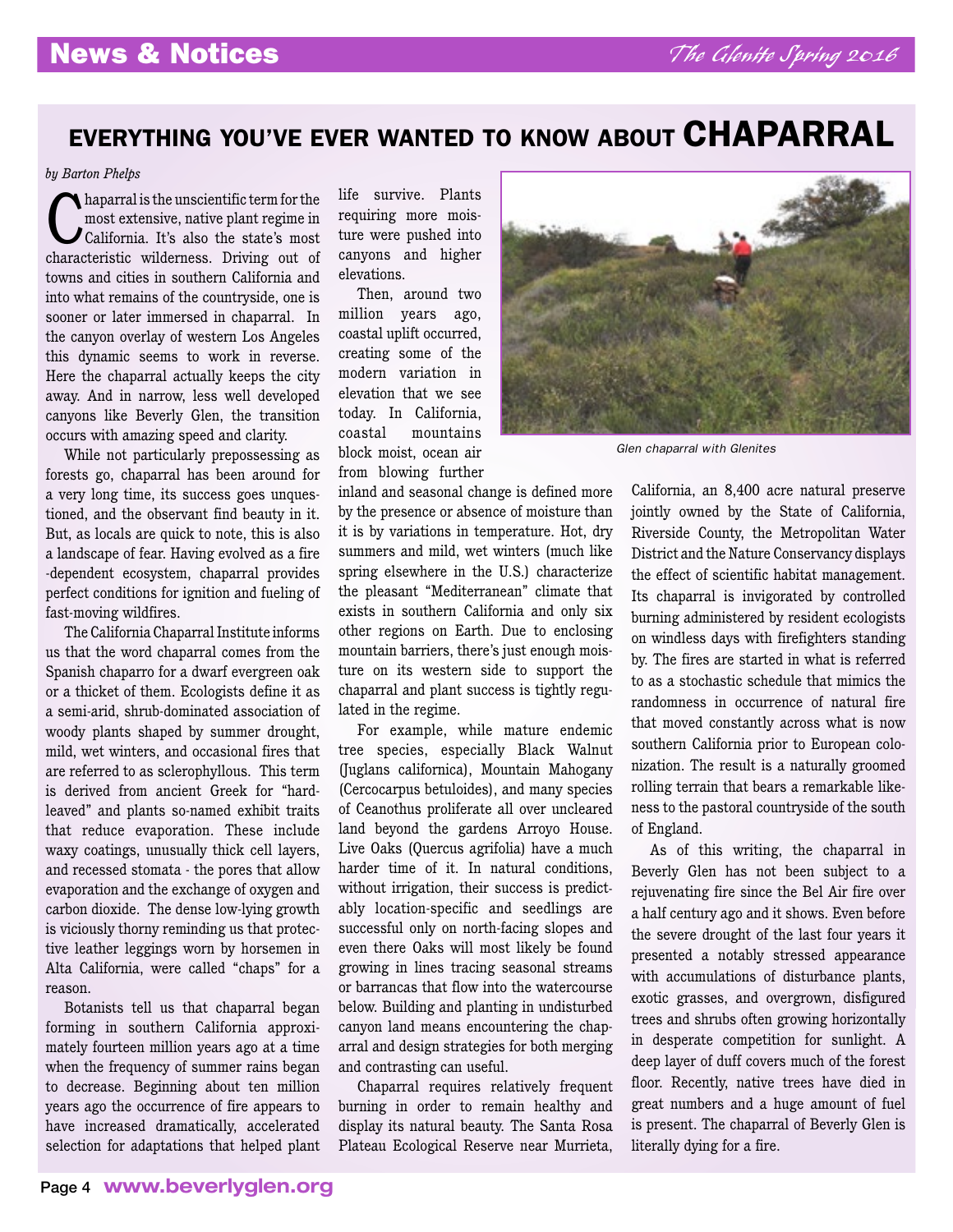## EVERYTHING YOU'VE EVER WANTED TO KNOW ABOUT CHAPARRAL

*by Barton Phelps*

Chaparral is the unscientific term for the most extensive, native plant regime in California. It's also the state's most characteristic wilderness. Driving out of towns and cities in southern California and into what remains of the countryside, one is sooner or later immersed in chaparral. In the canyon overlay of western Los Angeles this dynamic seems to work in reverse. Here the chaparral actually keeps the city away. And in narrow, less well developed canyons like Beverly Glen, the transition occurs with amazing speed and clarity.

While not particularly prepossessing as forests go, chaparral has been around for a very long time, its success goes unquestioned, and the observant find beauty in it. But, as locals are quick to note, this is also a landscape of fear. Having evolved as a fire -dependent ecosystem, chaparral provides perfect conditions for ignition and fueling of fast-moving wildfires.

The California Chaparral Institute informs us that the word chaparral comes from the Spanish chaparro for a dwarf evergreen oak or a thicket of them. Ecologists define it as a semi-arid, shrub-dominated association of woody plants shaped by summer drought, mild, wet winters, and occasional fires that are referred to as sclerophyllous. This term is derived from ancient Greek for "hard-leaved" and plants so-named exhibit traits that reduce evaporation. These include waxy coatings, unusually thick cell layers, and recessed stomata - the pores that allow evaporation and the exchange of oxygen and carbon dioxide. The dense low-lying growth is viciously thorny reminding us that protective leather leggings worn by horsemen in Alta California, were called "chaps" for a reason.

Botanists tell us that chaparral began forming in southern California approximately fourteen million years ago at a time when the frequency of summer rains began to decrease. Beginning about ten million years ago the occurrence of fire appears to have increased dramatically, accelerated selection for adaptations that helped plant life survive. Plants requiring more moisture were pushed into canyons and higher elevations.

Then, around two million years ago, coastal uplift occurred, creating some of the modern variation in elevation that we see today. In California, coastal mountains block moist, ocean air from blowing further inland and seasonal change is defined more by the presence or absence of moisture than it is by variations in temperature. Hot, dry summers and mild, wet winters (much like spring elsewhere in the U.S.) characterize the pleasant "Mediterranean" climate that exists in southern California and only six other regions on Earth. Due to enclosing mountain barriers, there's just enough moisture on its western side to support the chaparral and plant success is tightly regulated in the regime.

*Glen chaparral with Glenites*

For example, while mature endemic tree species, especially Black Walnut (Juglans californica), Mountain Mahogany (Cercocarpus betuloides), and many species of Ceanothus proliferate all over uncleared land beyond the gardens Arroyo House. Live Oaks (Quercus agrifolia) have a much harder time of it. In natural conditions, without irrigation, their success is predictably location-specific and seedlings are successful only on north-facing slopes and even there Oaks will most likely be found growing in lines tracing seasonal streams or barrancas that flow into the watercourse below. Building and planting in undisturbed canyon land means encountering the chaparral and design strategies for both merging and contrasting can useful.

Chaparral requires relatively frequent burning in order to remain healthy and display its natural beauty. The Santa Rosa Plateau Ecological Reserve near Murrieta, California, an 8,400 acre natural preserve jointly owned by the State of California, Riverside County, the Metropolitan Water District and the Nature Conservancy displays the effect of scientific habitat management. Its chaparral is invigorated by controlled burning administered by resident ecologists on windless days with firefighters standing by. The fires are started in what is referred to as a stochastic schedule that mimics the randomness in occurrence of natural fire that moved constantly across what is now southern California prior to European colonization. The result is a naturally groomed rolling terrain that bears a remarkable likeness to the pastoral countryside of the south of England.

As of this writing, the chaparral in Beverly Glen has not been subject to a rejuvenating fire since the Bel Air fire over a half century ago and it shows. Even before the severe drought of the last four years it presented a notably stressed appearance with accumulations of disturbance plants, exotic grasses, and overgrown, disfigured trees and shrubs often growing horizontally in desperate competition for sunlight. A deep layer of duff covers much of the forest floor. Recently, native trees have died in great numbers and a huge amount of fuel is present. The chaparral of Beverly Glen is literally dying for a fire.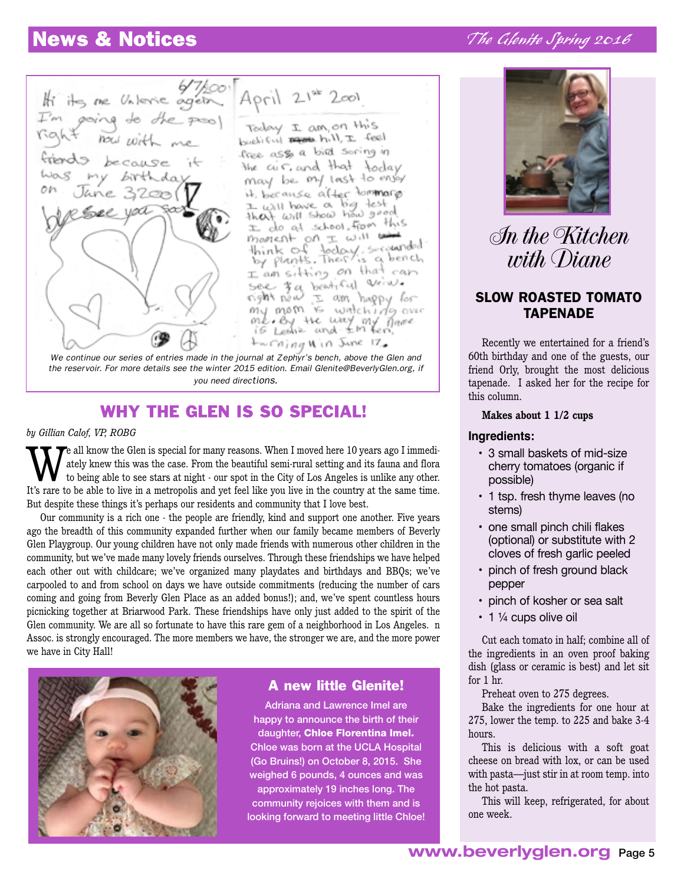## News & Notices

Hi its me Valerie again 6/7/2001
I'm going to the pool right now with me friends because it was my birthday on June 3 2001
bye see you soon

April 21st 2001

Today I am on this beutiful hill, I feel free as a bird soring in the air, and that today may be my last to enjoy it, because after tommarow I will have a big test that will show how good I do at school. from this moment on I will think of today, surrounded by plants. There is a bench I am sitting on that can see a beautiful veiw. right now I am happy for my mom is watching over me. By the way my name is Leslie and I'm ten, turning 11 in June 17.

*We continue our series of entries made in the journal at Zephyr's bench, above the Glen and the reservoir. For more details see the winter 2015 edition. Email Glenite@BeverlyGlen.org, if you need directions.*

## WHY THE GLEN IS SO SPECIAL!

*by Gillian Calof, VP, ROBG*

We all know the Glen is special for many reasons. When I moved here 10 years ago I immediately knew this was the case. From the beautiful semi-rural setting and its fauna and flora to being able to see stars at night - our spot in the City of Los Angeles is unlike any other. It's rare to be able to live in a metropolis and yet feel like you live in the country at the same time. But despite these things it's perhaps our residents and community that I love best.

Our community is a rich one - the people are friendly, kind and support one another. Five years ago the breadth of this community expanded further when our family became members of Beverly Glen Playgroup. Our young children have not only made friends with numerous other children in the community, but we've made many lovely friends ourselves. Through these friendships we have helped each other out with childcare; we've organized many playdates and birthdays and BBQs; we've carpooled to and from school on days we have outside commitments (reducing the number of cars coming and going from Beverly Glen Place as an added bonus!); and, we've spent countless hours picnicking together at Briarwood Park. These friendships have only just added to the spirit of the Glen community. We are all so fortunate to have this rare gem of a neighborhood in Los Angeles. n Assoc. is strongly encouraged. The more members we have, the stronger we are, and the more power we have in City Hall!

### A new little Glenite!

Adriana and Lawrence Imel are happy to announce the birth of their daughter, **Chloe Florentina Imel.** Chloe was born at the UCLA Hospital (Go Bruins!) on October 8, 2015. She weighed 6 pounds, 4 ounces and was approximately 19 inches long. The community rejoices with them and is looking forward to meeting little Chloe!

## *In the Kitchen with Diane*

### SLOW ROASTED TOMATO TAPENADE

Recently we entertained for a friend's 60th birthday and one of the guests, our friend Orly, brought the most delicious tapenade. I asked her for the recipe for this column.

**Makes about 1 1/2 cups**

**Ingredients:**

- 3 small baskets of mid-size cherry tomatoes (organic if possible)
- 1 tsp. fresh thyme leaves (no stems)
- one small pinch chili flakes (optional) or substitute with 2 cloves of fresh garlic peeled
- pinch of fresh ground black pepper
- pinch of kosher or sea salt
- 1 ¼ cups olive oil

Cut each tomato in half; combine all of the ingredients in an oven proof baking dish (glass or ceramic is best) and let sit for 1 hr.

Preheat oven to 275 degrees.

Bake the ingredients for one hour at 275, lower the temp. to 225 and bake 3-4 hours.

This is delicious with a soft goat cheese on bread with lox, or can be used with pasta—just stir in at room temp. into the hot pasta.

This will keep, refrigerated, for about one week.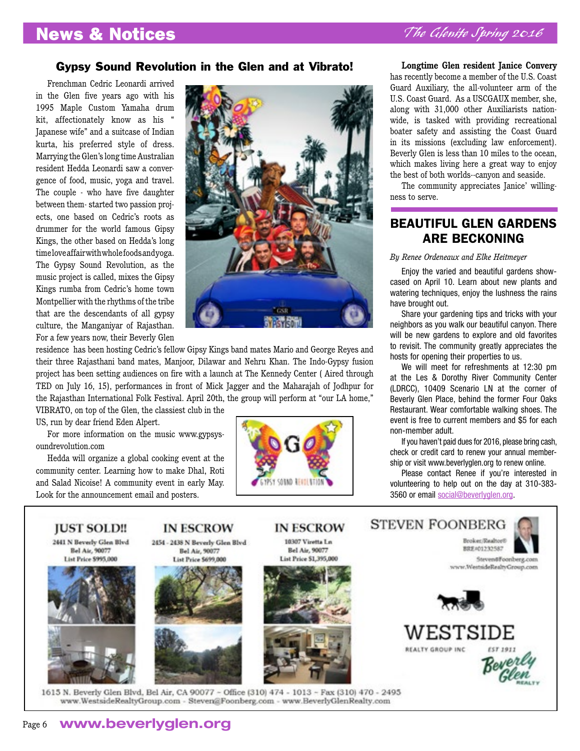## Gypsy Sound Revolution in the Glen and at Vibrato!

Frenchman Cedric Leonardi arrived in the Glen five years ago with his 1995 Maple Custom Yamaha drum kit, affectionately know as his " Japanese wife" and a suitcase of Indian kurta, his preferred style of dress. Marrying the Glen's long time Australian resident Hedda Leonardi saw a convergence of food, music, yoga and travel. The couple - who have five daughter between them- started two passion projects, one based on Cedric's roots as drummer for the world famous Gipsy Kings, the other based on Hedda's long time love affair with whole foods and yoga. The Gypsy Sound Revolution, as the music project is called, mixes the Gipsy Kings rumba from Cedric's home town Montpellier with the rhythms of the tribe that are the descendants of all gypsy culture, the Manganiyar of Rajasthan. For a few years now, their Beverly Glen residence has been hosting Cedric's fellow Gipsy Kings band mates Mario and George Reyes and their three Rajasthani band mates, Manjoor, Dilawar and Nehru Khan. The Indo-Gypsy fusion project has been setting audiences on fire with a launch at The Kennedy Center ( Aired through TED on July 16, 15), performances in front of Mick Jagger and the Maharajah of Jodhpur for the Rajasthan International Folk Festival. April 20th, the group will perform at "our LA home," VIBRATO, on top of the Glen, the classiest club in the US, run by dear friend Eden Alpert.

For more information on the music www.gypsysoundrevolution.com

Hedda will organize a global cooking event at the community center. Learning how to make Dhal, Roti and Salad Nicoise! A community event in early May. Look for the announcement email and posters.

**Longtime Glen resident Janice Convery** has recently become a member of the U.S. Coast Guard Auxiliary, the all-volunteer arm of the U.S. Coast Guard. As a USCGAUX member, she, along with 31,000 other Auxiliarists nationwide, is tasked with providing recreational boater safety and assisting the Coast Guard in its missions (excluding law enforcement). Beverly Glen is less than 10 miles to the ocean, which makes living here a great way to enjoy the best of both worlds--canyon and seaside.

The community appreciates Janice' willingness to serve.

## BEAUTIFUL GLEN GARDENS ARE BECKONING

*By Renee Ordeneaux and Elke Heitmeyer*

Enjoy the varied and beautiful gardens showcased on April 10. Learn about new plants and watering techniques, enjoy the lushness the rains have brought out.

Share your gardening tips and tricks with your neighbors as you walk our beautiful canyon. There will be new gardens to explore and old favorites to revisit. The community greatly appreciates the hosts for opening their properties to us.

We will meet for refreshments at 12:30 pm at the Les & Dorothy River Community Center (LDRCC), 10409 Scenario LN at the corner of Beverly Glen Place, behind the former Four Oaks Restaurant. Wear comfortable walking shoes. The event is free to current members and $5 for each non-member adult.

If you haven't paid dues for 2016, please bring cash, check or credit card to renew your annual membership or visit www.beverlyglen.org to renew online.

Please contact Renee if you're interested in volunteering to help out on the day at 310-383-3560 or email social@beverlyglen.org.

---

**JUST SOLD!!**
2441 N Beverly Glen Blvd
Bel Air, 90077
List Price $995,000

**IN ESCROW**
2454 - 2438 N Beverly Glen Blvd
Bel Air, 90077
List Price $699,000

**IN ESCROW**
10307 Viretta Ln
Bel Air, 90077
List Price $1,395,000

**STEVEN FOONBERG**
Broker/Realtor®
BRE#01232587
Steven@Foonberg.com
www.WestsideRealtyGroup.com

**WESTSIDE** REALTY GROUP INC
EST 1911 Beverly Glen Realty

1615 N. Beverly Glen Blvd, Bel Air, CA 90077 ~ Office (310) 474 - 1013 ~ Fax (310) 470 - 2495
www.WestsideRealtyGroup.com - Steven@Foonberg.com - www.BeverlyGlenRealty.com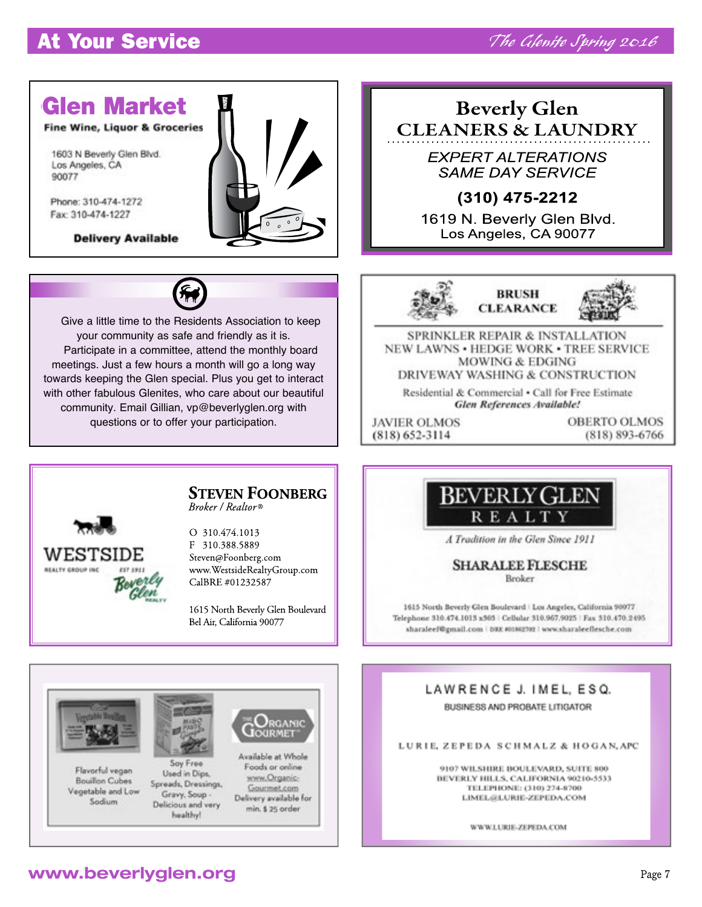## At Your Service

### Glen Market

**Fine Wine, Liquor & Groceries**

1603 N Beverly Glen Blvd.
Los Angeles, CA
90077

Phone: 310-474-1272
Fax: 310-474-1227

**Delivery Available**

### Beverly Glen CLEANERS & LAUNDRY

*EXPERT ALTERATIONS*
*SAME DAY SERVICE*

**(310) 475-2212**

1619 N. Beverly Glen Blvd.
Los Angeles, CA 90077

Give a little time to the Residents Association to keep your community as safe and friendly as it is. Participate in a committee, attend the monthly board meetings. Just a few hours a month will go a long way towards keeping the Glen special. Plus you get to interact with other fabulous Glenites, who care about our beautiful community. Email Gillian, vp@beverlyglen.org with questions or to offer your participation.

### BRUSH CLEARANCE

SPRINKLER REPAIR & INSTALLATION
NEW LAWNS • HEDGE WORK • TREE SERVICE
MOWING & EDGING
DRIVEWAY WASHING & CONSTRUCTION

Residential & Commercial • Call for Free Estimate
***Glen References Available!***

JAVIER OLMOS (818) 652-3114
OBERTO OLMOS (818) 893-6766

### WESTSIDE REALTY GROUP INC EST 1911 — Beverly Glen Realty

**STEVEN FOONBERG**
*Broker / Realtor®*

O 310.474.1013
F 310.388.5889
Steven@Foonberg.com
www.WestsideRealtyGroup.com
CalBRE #01232587

1615 North Beverly Glen Boulevard
Bel Air, California 90077

### BEVERLY GLEN REALTY

*A Tradition in the Glen Since 1911*

**SHARALEE FLESCHE**
Broker

1615 North Beverly Glen Boulevard | Los Angeles, California 90077
Telephone 310.474.1013 x303 | Cellular 310.967.9025 | Fax 310.470.2495
sharaleef@gmail.com | DRE #01862702 | www.sharaleeflesche.com

### The Organic Gourmet

Flavorful vegan Bouillon Cubes Vegetable and Low Sodium

Soy Free Used in Dips, Spreads, Dressings, Gravy, Soup - Delicious and very healthy!

Available at Whole Foods or online www.Organic-Gourmet.com Delivery available for min. $ 25 order

### LAWRENCE J. IMEL, ESQ.

BUSINESS AND PROBATE LITIGATOR

LURIE, ZEPEDA SCHMALZ & HOGAN, APC

9107 WILSHIRE BOULEVARD, SUITE 800
BEVERLY HILLS, CALIFORNIA 90210-5533
TELEPHONE: (310) 274-8700
LIMEL@LURIE-ZEPEDA.COM

WWW.LURIE-ZEPEDA.COM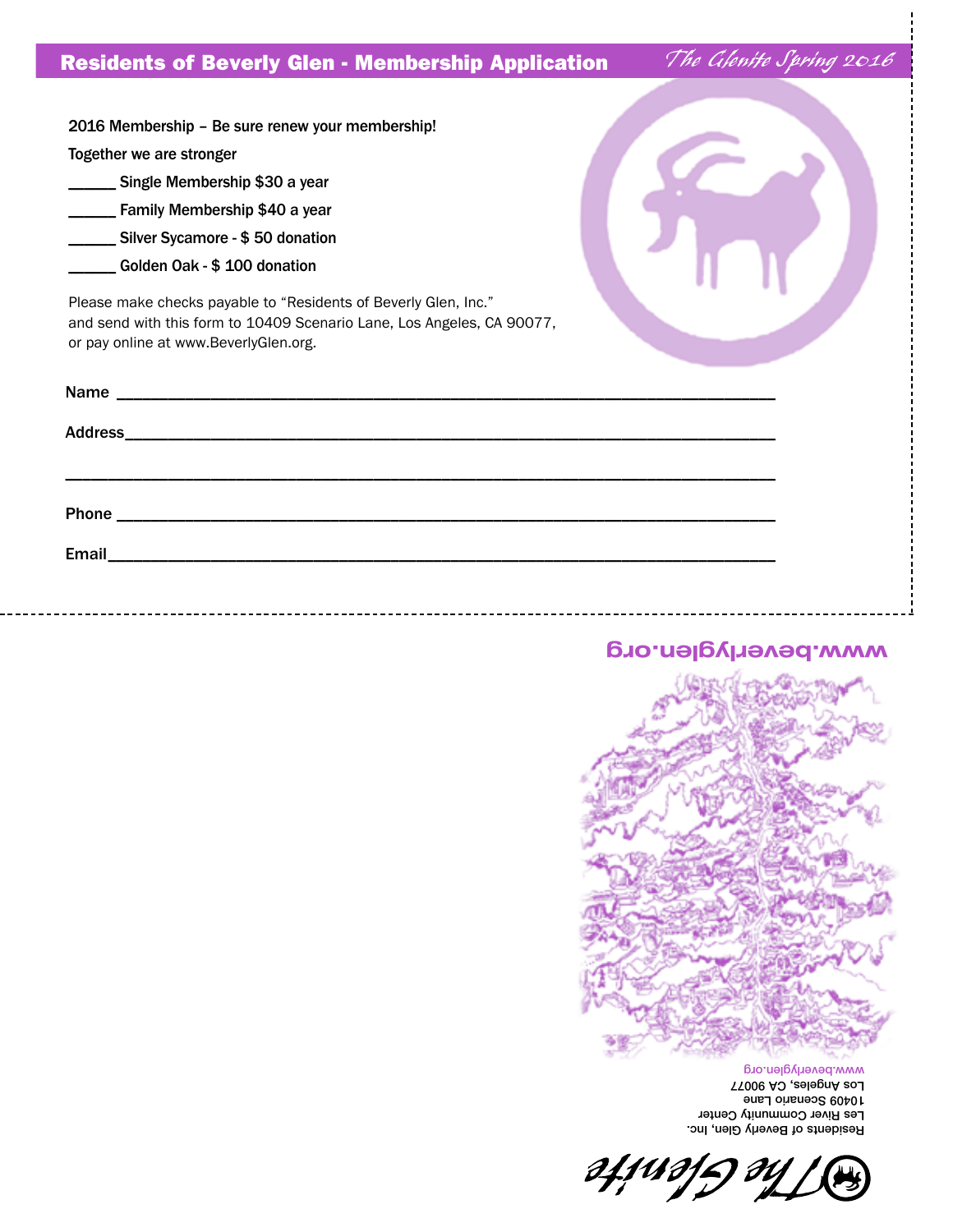## Residents of Beverly Glen - Membership Application

*The Glenite Spring 2016*

2016 Membership – Be sure renew your membership!

Together we are stronger

_____ Single Membership $30 a year

_____ Family Membership $40 a year

_____ Silver Sycamore - $ 50 donation

_____ Golden Oak - $ 100 donation

Please make checks payable to "Residents of Beverly Glen, Inc." and send with this form to 10409 Scenario Lane, Los Angeles, CA 90077, or pay online at www.BeverlyGlen.org.

Name ____________________________________________________________

Address__________________________________________________________

_________________________________________________________________

Phone ___________________________________________________________

Email____________________________________________________________

www.beverlyglen.org

Residents of Beverly Glen, Inc.
Les River Community Center
10409 Scenario Lane
Los Angeles, CA 90077
www.beverlyglen.org

The Glenite